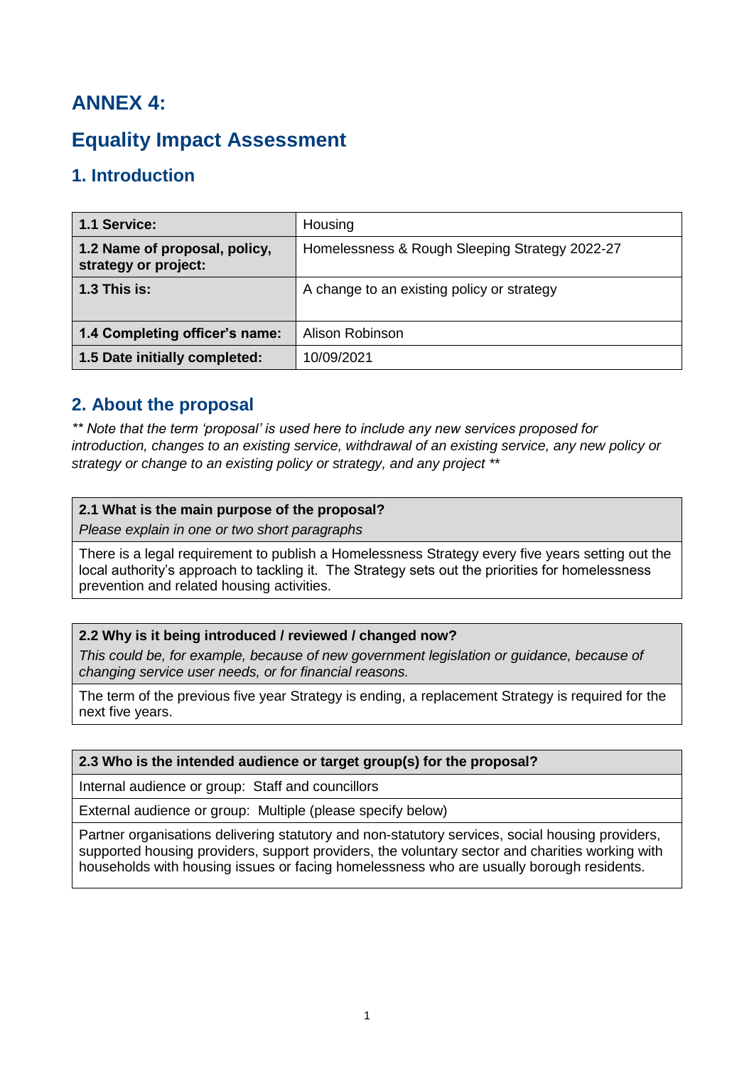# ANNEX 4:

# Equality Impact Assessment

## 1. Introduction

| | |
|---|---|
| **1.1 Service:** | Housing |
| **1.2 Name of proposal, policy, strategy or project:** | Homelessness & Rough Sleeping Strategy 2022-27 |
| **1.3 This is:** | A change to an existing policy or strategy |
| **1.4 Completing officer's name:** | Alison Robinson |
| **1.5 Date initially completed:** | 10/09/2021 |

## 2. About the proposal

*** Note that the term 'proposal' is used here to include any new services proposed for introduction, changes to an existing service, withdrawal of an existing service, any new policy or strategy or change to an existing policy or strategy, and any project ***

| **2.1 What is the main purpose of the proposal?**<br>*Please explain in one or two short paragraphs* |
|---|
| There is a legal requirement to publish a Homelessness Strategy every five years setting out the local authority's approach to tackling it. The Strategy sets out the priorities for homelessness prevention and related housing activities. |

| **2.2 Why is it being introduced / reviewed / changed now?**<br>*This could be, for example, because of new government legislation or guidance, because of changing service user needs, or for financial reasons.* |
|---|
| The term of the previous five year Strategy is ending, a replacement Strategy is required for the next five years. |

| **2.3 Who is the intended audience or target group(s) for the proposal?** |
|---|
| Internal audience or group: Staff and councillors |
| External audience or group: Multiple (please specify below) |
| Partner organisations delivering statutory and non-statutory services, social housing providers, supported housing providers, support providers, the voluntary sector and charities working with households with housing issues or facing homelessness who are usually borough residents. |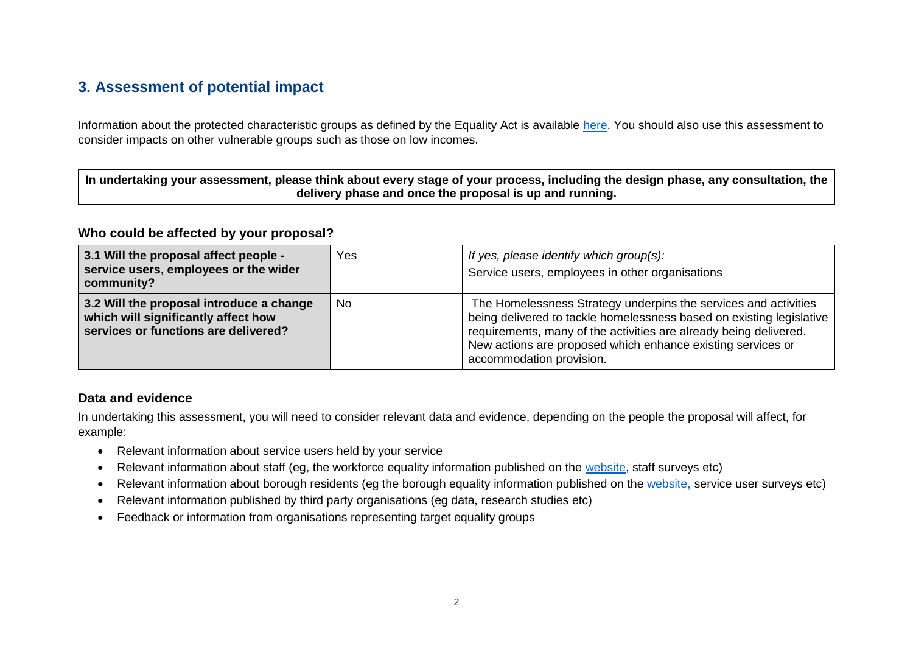## 3. Assessment of potential impact

Information about the protected characteristic groups as defined by the Equality Act is available [here](). You should also use this assessment to consider impacts on other vulnerable groups such as those on low incomes.

**In undertaking your assessment, please think about every stage of your process, including the design phase, any consultation, the delivery phase and once the proposal is up and running.**

### Who could be affected by your proposal?

| | | |
|---|---|---|
| **3.1 Will the proposal affect people - service users, employees or the wider community?** | Yes | *If yes, please identify which group(s):* Service users, employees in other organisations |
| **3.2 Will the proposal introduce a change which will significantly affect how services or functions are delivered?** | No | The Homelessness Strategy underpins the services and activities being delivered to tackle homelessness based on existing legislative requirements, many of the activities are already being delivered. New actions are proposed which enhance existing services or accommodation provision. |

### Data and evidence

In undertaking this assessment, you will need to consider relevant data and evidence, depending on the people the proposal will affect, for example:

- Relevant information about service users held by your service
- Relevant information about staff (eg, the workforce equality information published on the website, staff surveys etc)
- Relevant information about borough residents (eg the borough equality information published on the website, service user surveys etc)
- Relevant information published by third party organisations (eg data, research studies etc)
- Feedback or information from organisations representing target equality groups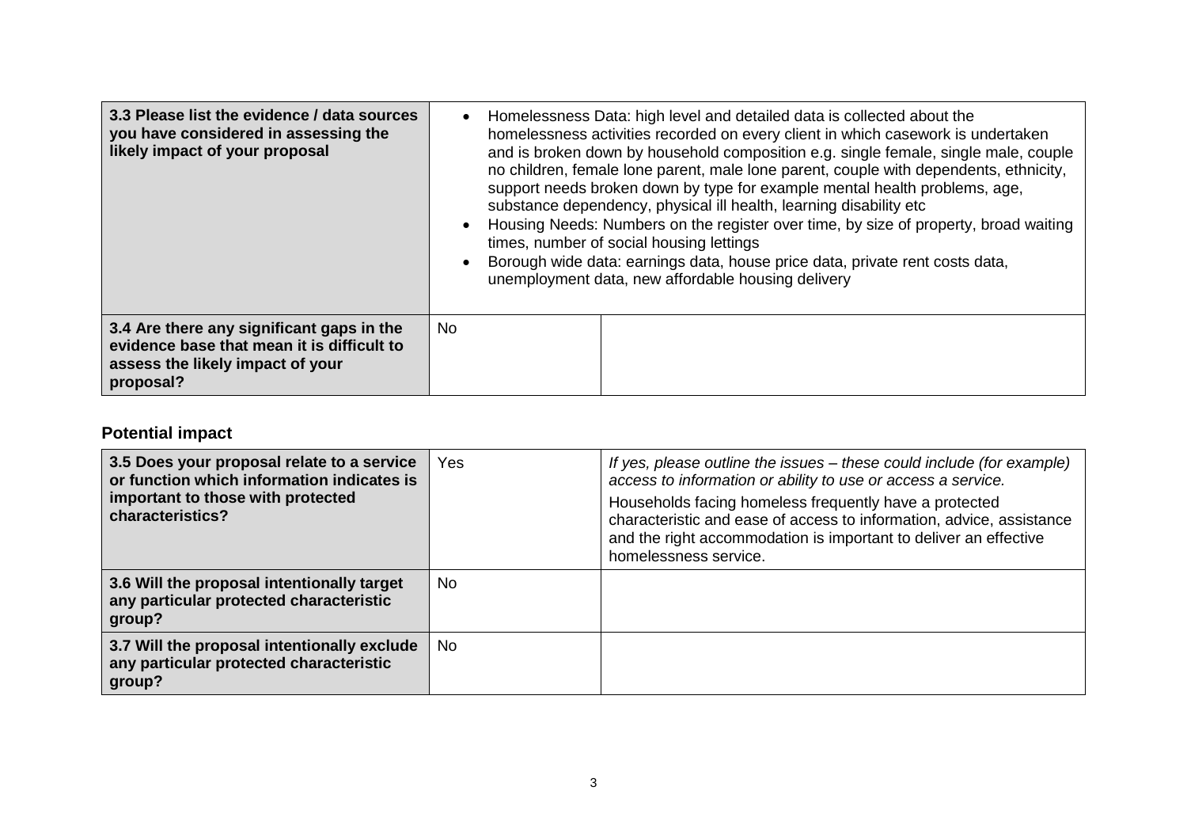| | | |
|---|---|---|
| **3.3 Please list the evidence / data sources you have considered in assessing the likely impact of your proposal** | <ul><li>Homelessness Data: high level and detailed data is collected about the homelessness activities recorded on every client in which casework is undertaken and is broken down by household composition e.g. single female, single male, couple no children, female lone parent, male lone parent, couple with dependents, ethnicity, support needs broken down by type for example mental health problems, age, substance dependency, physical ill health, learning disability etc</li><li>Housing Needs: Numbers on the register over time, by size of property, broad waiting times, number of social housing lettings</li><li>Borough wide data: earnings data, house price data, private rent costs data, unemployment data, new affordable housing delivery</li></ul> | |
| **3.4 Are there any significant gaps in the evidence base that mean it is difficult to assess the likely impact of your proposal?** | No | |

## Potential impact

| | | |
|---|---|---|
| **3.5 Does your proposal relate to a service or function which information indicates is important to those with protected characteristics?** | Yes | *If yes, please outline the issues – these could include (for example) access to information or ability to use or access a service.*<br><br>Households facing homeless frequently have a protected characteristic and ease of access to information, advice, assistance and the right accommodation is important to deliver an effective homelessness service. |
| **3.6 Will the proposal intentionally target any particular protected characteristic group?** | No | |
| **3.7 Will the proposal intentionally exclude any particular protected characteristic group?** | No | |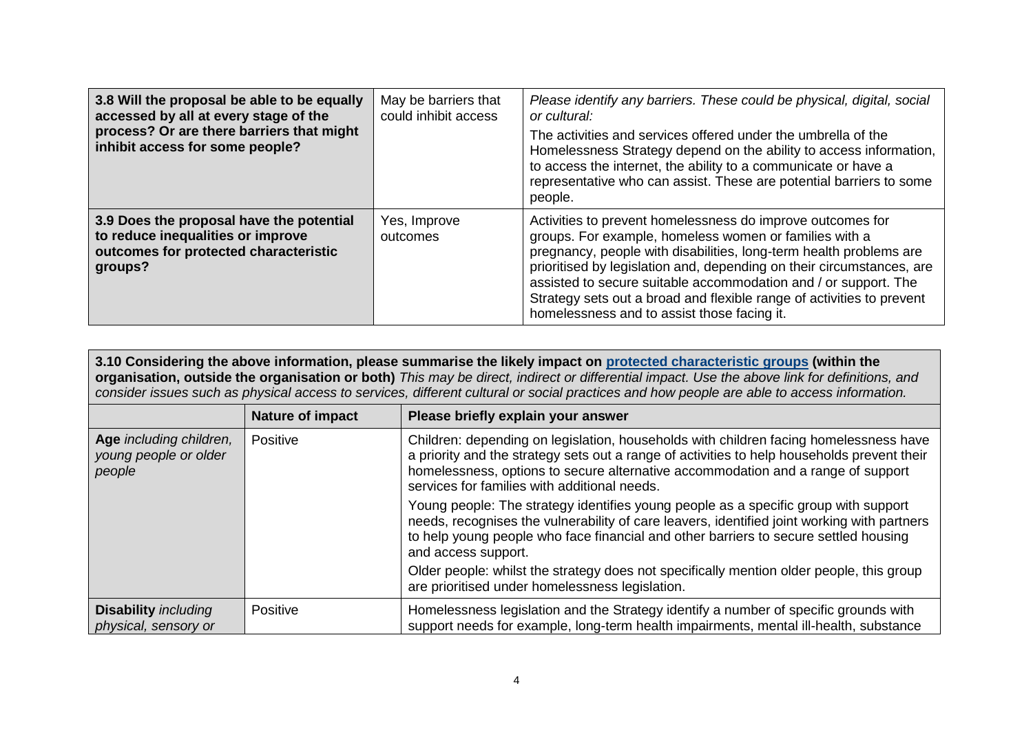| | | |
|---|---|---|
| **3.8 Will the proposal be able to be equally accessed by all at every stage of the process? Or are there barriers that might inhibit access for some people?** | May be barriers that could inhibit access | *Please identify any barriers. These could be physical, digital, social or cultural:*<br>The activities and services offered under the umbrella of the Homelessness Strategy depend on the ability to access information, to access the internet, the ability to a communicate or have a representative who can assist. These are potential barriers to some people. |
| **3.9 Does the proposal have the potential to reduce inequalities or improve outcomes for protected characteristic groups?** | Yes, Improve outcomes | Activities to prevent homelessness do improve outcomes for groups. For example, homeless women or families with a pregnancy, people with disabilities, long-term health problems are prioritised by legislation and, depending on their circumstances, are assisted to secure suitable accommodation and / or support. The Strategy sets out a broad and flexible range of activities to prevent homelessness and to assist those facing it. |

**3.10 Considering the above information, please summarise the likely impact on [protected characteristic groups]() (within the organisation, outside the organisation or both)** *This may be direct, indirect or differential impact. Use the above link for definitions, and consider issues such as physical access to services, different cultural or social practices and how people are able to access information.*

| | Nature of impact | Please briefly explain your answer |
|---|---|---|
| **Age** *including children, young people or older people* | Positive | Children: depending on legislation, households with children facing homelessness have a priority and the strategy sets out a range of activities to help households prevent their homelessness, options to secure alternative accommodation and a range of support services for families with additional needs.<br>Young people: The strategy identifies young people as a specific group with support needs, recognises the vulnerability of care leavers, identified joint working with partners to help young people who face financial and other barriers to secure settled housing and access support.<br>Older people: whilst the strategy does not specifically mention older people, this group are prioritised under homelessness legislation. |
| **Disability** *including physical, sensory or* | Positive | Homelessness legislation and the Strategy identify a number of specific grounds with support needs for example, long-term health impairments, mental ill-health, substance |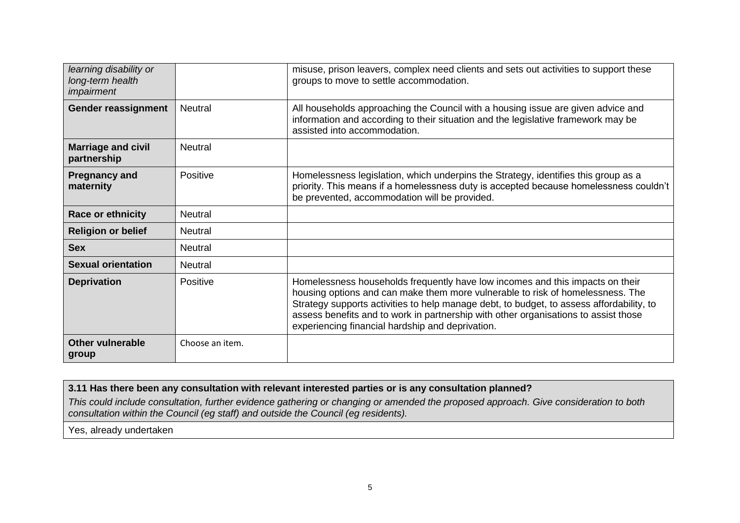| | | |
|---|---|---|
| *learning disability or long-term health impairment* | | misuse, prison leavers, complex need clients and sets out activities to support these groups to move to settle accommodation. |
| **Gender reassignment** | Neutral | All households approaching the Council with a housing issue are given advice and information and according to their situation and the legislative framework may be assisted into accommodation. |
| **Marriage and civil partnership** | Neutral | |
| **Pregnancy and maternity** | Positive | Homelessness legislation, which underpins the Strategy, identifies this group as a priority. This means if a homelessness duty is accepted because homelessness couldn't be prevented, accommodation will be provided. |
| **Race or ethnicity** | Neutral | |
| **Religion or belief** | Neutral | |
| **Sex** | Neutral | |
| **Sexual orientation** | Neutral | |
| **Deprivation** | Positive | Homelessness households frequently have low incomes and this impacts on their housing options and can make them more vulnerable to risk of homelessness. The Strategy supports activities to help manage debt, to budget, to assess affordability, to assess benefits and to work in partnership with other organisations to assist those experiencing financial hardship and deprivation. |
| **Other vulnerable group** | Choose an item. | |

| **3.11 Has there been any consultation with relevant interested parties or is any consultation planned?** |
|---|
| *This could include consultation, further evidence gathering or changing or amended the proposed approach. Give consideration to both consultation within the Council (eg staff) and outside the Council (eg residents).* |
| Yes, already undertaken |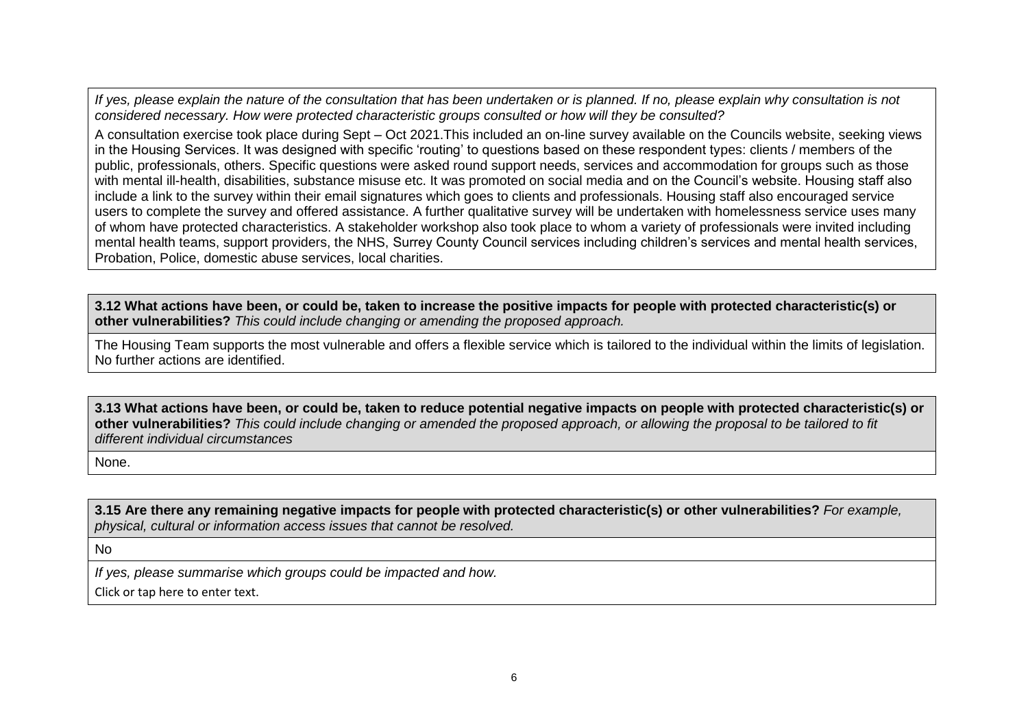*If yes, please explain the nature of the consultation that has been undertaken or is planned. If no, please explain why consultation is not considered necessary. How were protected characteristic groups consulted or how will they be consulted?*

A consultation exercise took place during Sept – Oct 2021.This included an on-line survey available on the Councils website, seeking views in the Housing Services. It was designed with specific 'routing' to questions based on these respondent types: clients / members of the public, professionals, others. Specific questions were asked round support needs, services and accommodation for groups such as those with mental ill-health, disabilities, substance misuse etc. It was promoted on social media and on the Council's website. Housing staff also include a link to the survey within their email signatures which goes to clients and professionals. Housing staff also encouraged service users to complete the survey and offered assistance. A further qualitative survey will be undertaken with homelessness service uses many of whom have protected characteristics. A stakeholder workshop also took place to whom a variety of professionals were invited including mental health teams, support providers, the NHS, Surrey County Council services including children's services and mental health services, Probation, Police, domestic abuse services, local charities.

**3.12 What actions have been, or could be, taken to increase the positive impacts for people with protected characteristic(s) or other vulnerabilities?** *This could include changing or amending the proposed approach.*

The Housing Team supports the most vulnerable and offers a flexible service which is tailored to the individual within the limits of legislation. No further actions are identified.

**3.13 What actions have been, or could be, taken to reduce potential negative impacts on people with protected characteristic(s) or other vulnerabilities?** *This could include changing or amended the proposed approach, or allowing the proposal to be tailored to fit different individual circumstances*

None.

**3.15 Are there any remaining negative impacts for people with protected characteristic(s) or other vulnerabilities?** *For example, physical, cultural or information access issues that cannot be resolved.*

No

*If yes, please summarise which groups could be impacted and how.*

Click or tap here to enter text.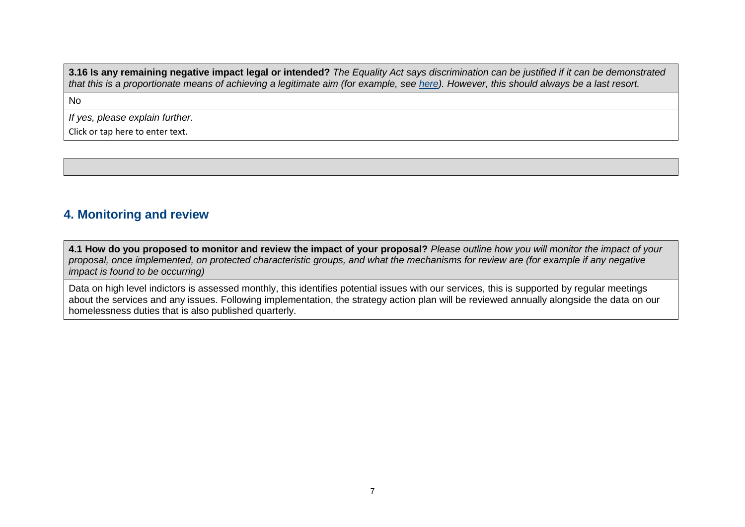**3.16 Is any remaining negative impact legal or intended?** *The Equality Act says discrimination can be justified if it can be demonstrated that this is a proportionate means of achieving a legitimate aim (for example, see [here](#)). However, this should always be a last resort.*

No

*If yes, please explain further.*

Click or tap here to enter text.

## 4. Monitoring and review

**4.1 How do you proposed to monitor and review the impact of your proposal?** *Please outline how you will monitor the impact of your proposal, once implemented, on protected characteristic groups, and what the mechanisms for review are (for example if any negative impact is found to be occurring)*

Data on high level indictors is assessed monthly, this identifies potential issues with our services, this is supported by regular meetings about the services and any issues. Following implementation, the strategy action plan will be reviewed annually alongside the data on our homelessness duties that is also published quarterly.